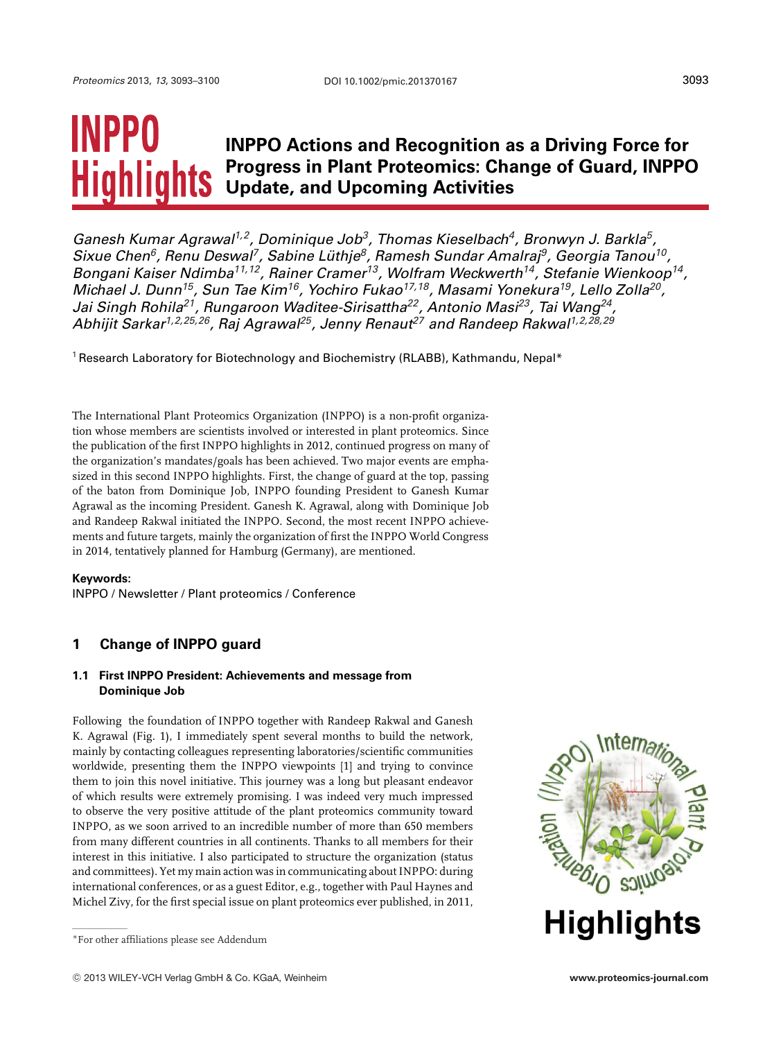# INPPO Highlights

# INPPO Actions and Recognition as a Driving Force for Progress in Plant Proteomics: Change of Guard, INPPO Update, and Upcoming Activities

*Ganesh Kumar Agrawal[1,2], Dominique Job[3], Thomas Kieselbach[4], Bronwyn J. Barkla[5], Sixue Chen[6], Renu Deswal[7], Sabine Lüthje[8], Ramesh Sundar Amalraj[9], Georgia Tanou[10], Bongani Kaiser Ndimba[11,12], Rainer Cramer[13], Wolfram Weckwerth[14], Stefanie Wienkoop[14], Michael J. Dunn[15], Sun Tae Kim[16], Yochiro Fukao[17,18], Masami Yonekura[19], Lello Zolla[20], Jai Singh Rohila[21], Rungaroon Waditee-Sirisattha[22], Antonio Masi[23], Tai Wang[24], Abhijit Sarkar[1,2,25,26], Raj Agrawal[25], Jenny Renaut[27] and Randeep Rakwal[1,2,28,29]*

[1] Research Laboratory for Biotechnology and Biochemistry (RLABB), Kathmandu, Nepal*

The International Plant Proteomics Organization (INPPO) is a non-profit organization whose members are scientists involved or interested in plant proteomics. Since the publication of the first INPPO highlights in 2012, continued progress on many of the organization's mandates/goals has been achieved. Two major events are emphasized in this second INPPO highlights. First, the change of guard at the top, passing of the baton from Dominique Job, INPPO founding President to Ganesh Kumar Agrawal as the incoming President. Ganesh K. Agrawal, along with Dominique Job and Randeep Rakwal initiated the INPPO. Second, the most recent INPPO achievements and future targets, mainly the organization of first the INPPO World Congress in 2014, tentatively planned for Hamburg (Germany), are mentioned.

**Keywords:**

INPPO / Newsletter / Plant proteomics / Conference

## 1 Change of INPPO guard

### 1.1 First INPPO President: Achievements and message from Dominique Job

Following the foundation of INPPO together with Randeep Rakwal and Ganesh K. Agrawal (Fig. 1), I immediately spent several months to build the network, mainly by contacting colleagues representing laboratories/scientific communities worldwide, presenting them the INPPO viewpoints [1] and trying to convince them to join this novel initiative. This journey was a long but pleasant endeavor of which results were extremely promising. I was indeed very much impressed to observe the very positive attitude of the plant proteomics community toward INPPO, as we soon arrived to an incredible number of more than 650 members from many different countries in all continents. Thanks to all members for their interest in this initiative. I also participated to structure the organization (status and committees). Yet my main action was in communicating about INPPO: during international conferences, or as a guest Editor, e.g., together with Paul Haynes and Michel Zivy, for the first special issue on plant proteomics ever published, in 2011,

*For other affiliations please see Addendum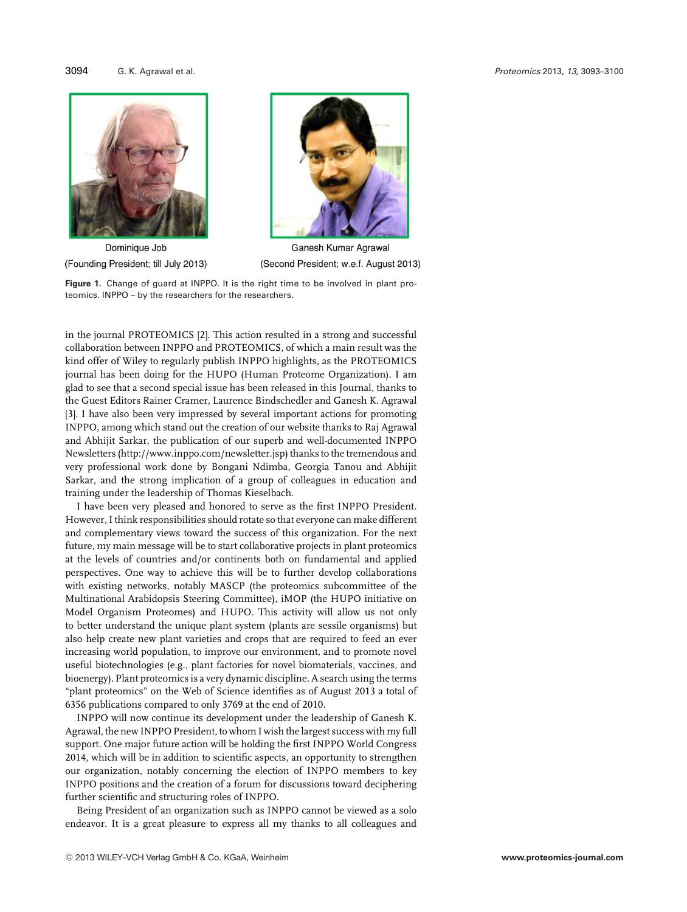Dominique Job
(Founding President; till July 2013)

Ganesh Kumar Agrawal
(Second President; w.e.f. August 2013)

**Figure 1.** Change of guard at INPPO. It is the right time to be involved in plant proteomics. INPPO – by the researchers for the researchers.

in the journal PROTEOMICS [2]. This action resulted in a strong and successful collaboration between INPPO and PROTEOMICS, of which a main result was the kind offer of Wiley to regularly publish INPPO highlights, as the PROTEOMICS journal has been doing for the HUPO (Human Proteome Organization). I am glad to see that a second special issue has been released in this Journal, thanks to the Guest Editors Rainer Cramer, Laurence Bindschedler and Ganesh K. Agrawal [3]. I have also been very impressed by several important actions for promoting INPPO, among which stand out the creation of our website thanks to Raj Agrawal and Abhijit Sarkar, the publication of our superb and well-documented INPPO Newsletters (http://www.inppo.com/newsletter.jsp) thanks to the tremendous and very professional work done by Bongani Ndimba, Georgia Tanou and Abhijit Sarkar, and the strong implication of a group of colleagues in education and training under the leadership of Thomas Kieselbach.

I have been very pleased and honored to serve as the first INPPO President. However, I think responsibilities should rotate so that everyone can make different and complementary views toward the success of this organization. For the next future, my main message will be to start collaborative projects in plant proteomics at the levels of countries and/or continents both on fundamental and applied perspectives. One way to achieve this will be to further develop collaborations with existing networks, notably MASCP (the proteomics subcommittee of the Multinational Arabidopsis Steering Committee), iMOP (the HUPO initiative on Model Organism Proteomes) and HUPO. This activity will allow us not only to better understand the unique plant system (plants are sessile organisms) but also help create new plant varieties and crops that are required to feed an ever increasing world population, to improve our environment, and to promote novel useful biotechnologies (e.g., plant factories for novel biomaterials, vaccines, and bioenergy). Plant proteomics is a very dynamic discipline. A search using the terms "plant proteomics" on the Web of Science identifies as of August 2013 a total of 6356 publications compared to only 3769 at the end of 2010.

INPPO will now continue its development under the leadership of Ganesh K. Agrawal, the new INPPO President, to whom I wish the largest success with my full support. One major future action will be holding the first INPPO World Congress 2014, which will be in addition to scientific aspects, an opportunity to strengthen our organization, notably concerning the election of INPPO members to key INPPO positions and the creation of a forum for discussions toward deciphering further scientific and structuring roles of INPPO.

Being President of an organization such as INPPO cannot be viewed as a solo endeavor. It is a great pleasure to express all my thanks to all colleagues and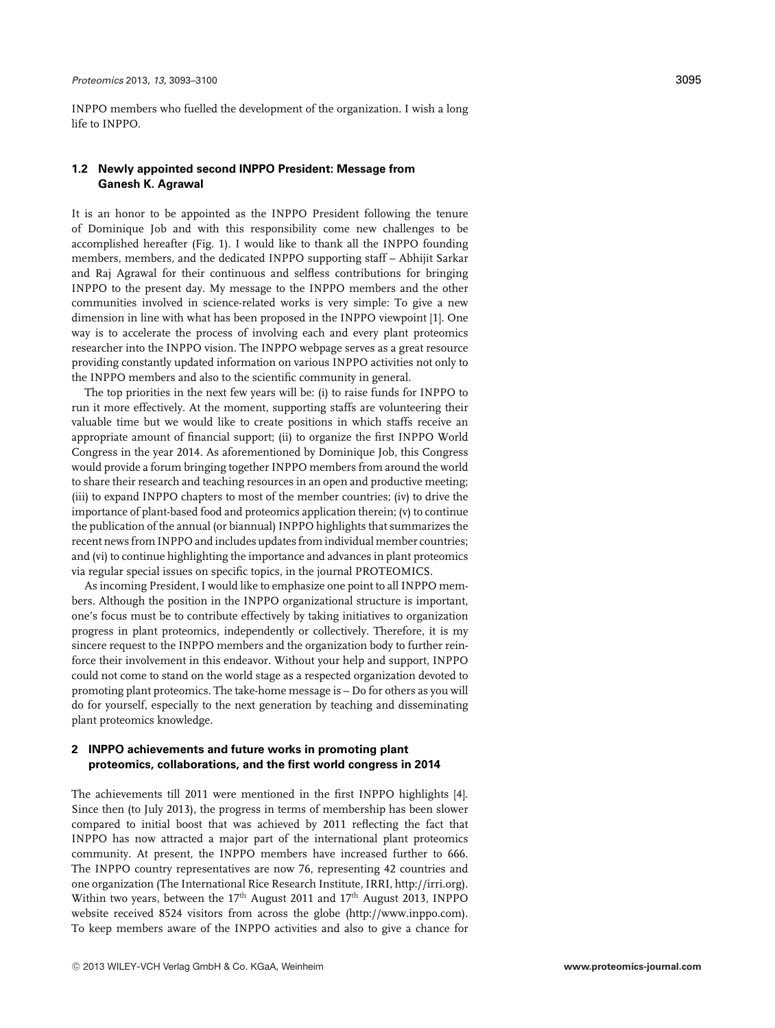INPPO members who fuelled the development of the organization. I wish a long life to INPPO.

### 1.2 Newly appointed second INPPO President: Message from Ganesh K. Agrawal

It is an honor to be appointed as the INPPO President following the tenure of Dominique Job and with this responsibility come new challenges to be accomplished hereafter (Fig. 1). I would like to thank all the INPPO founding members, members, and the dedicated INPPO supporting staff – Abhijit Sarkar and Raj Agrawal for their continuous and selfless contributions for bringing INPPO to the present day. My message to the INPPO members and the other communities involved in science-related works is very simple: To give a new dimension in line with what has been proposed in the INPPO viewpoint [1]. One way is to accelerate the process of involving each and every plant proteomics researcher into the INPPO vision. The INPPO webpage serves as a great resource providing constantly updated information on various INPPO activities not only to the INPPO members and also to the scientific community in general.

The top priorities in the next few years will be: (i) to raise funds for INPPO to run it more effectively. At the moment, supporting staffs are volunteering their valuable time but we would like to create positions in which staffs receive an appropriate amount of financial support; (ii) to organize the first INPPO World Congress in the year 2014. As aforementioned by Dominique Job, this Congress would provide a forum bringing together INPPO members from around the world to share their research and teaching resources in an open and productive meeting; (iii) to expand INPPO chapters to most of the member countries; (iv) to drive the importance of plant-based food and proteomics application therein; (v) to continue the publication of the annual (or biannual) INPPO highlights that summarizes the recent news from INPPO and includes updates from individual member countries; and (vi) to continue highlighting the importance and advances in plant proteomics via regular special issues on specific topics, in the journal PROTEOMICS.

As incoming President, I would like to emphasize one point to all INPPO members. Although the position in the INPPO organizational structure is important, one's focus must be to contribute effectively by taking initiatives to organization progress in plant proteomics, independently or collectively. Therefore, it is my sincere request to the INPPO members and the organization body to further reinforce their involvement in this endeavor. Without your help and support, INPPO could not come to stand on the world stage as a respected organization devoted to promoting plant proteomics. The take-home message is – Do for others as you will do for yourself, especially to the next generation by teaching and disseminating plant proteomics knowledge.

## 2 INPPO achievements and future works in promoting plant proteomics, collaborations, and the first world congress in 2014

The achievements till 2011 were mentioned in the first INPPO highlights [4]. Since then (to July 2013), the progress in terms of membership has been slower compared to initial boost that was achieved by 2011 reflecting the fact that INPPO has now attracted a major part of the international plant proteomics community. At present, the INPPO members have increased further to 666. The INPPO country representatives are now 76, representing 42 countries and one organization (The International Rice Research Institute, IRRI, http://irri.org). Within two years, between the 17th August 2011 and 17th August 2013, INPPO website received 8524 visitors from across the globe (http://www.inppo.com). To keep members aware of the INPPO activities and also to give a chance for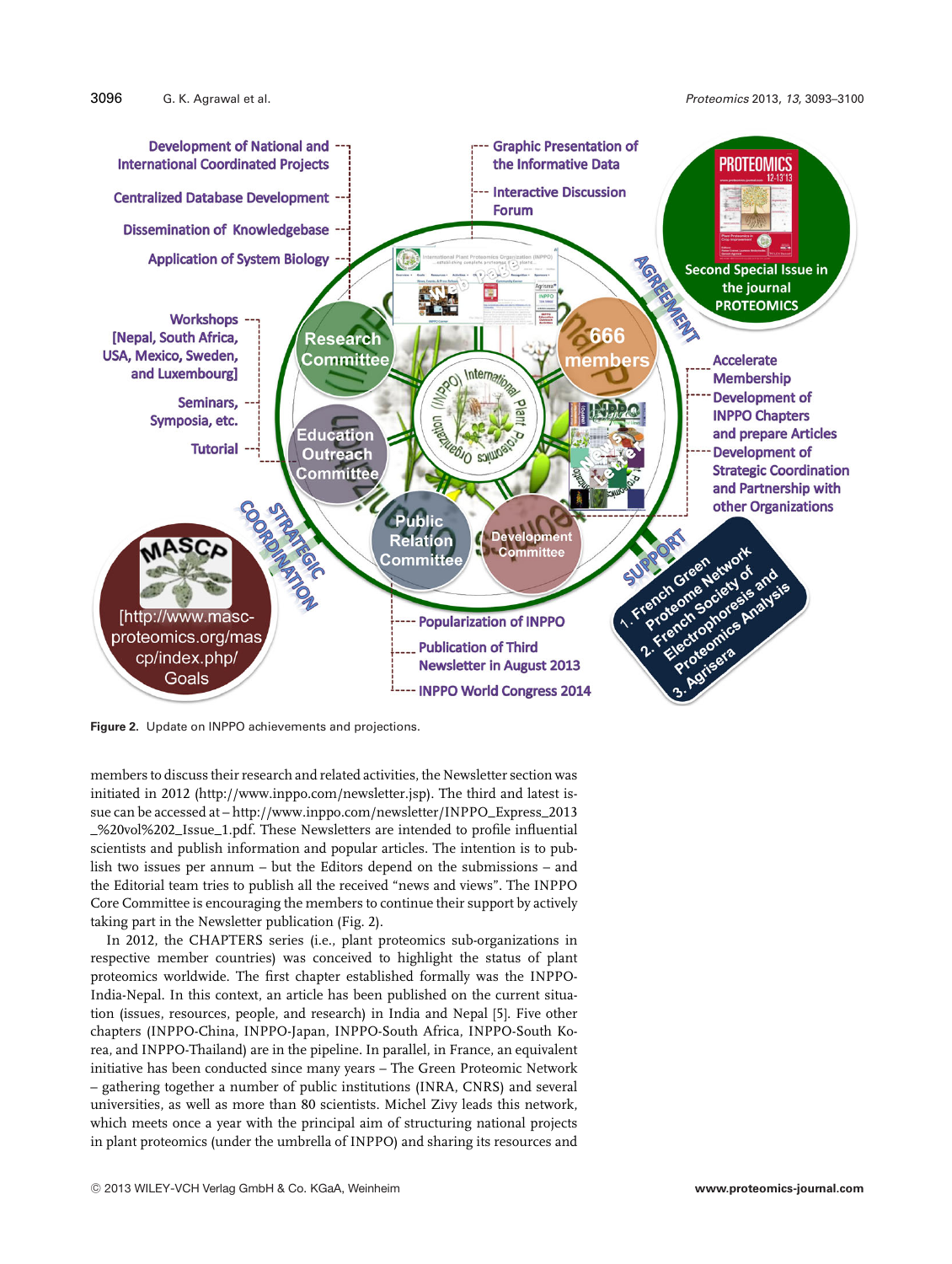**Figure 2.** Update on INPPO achievements and projections.

members to discuss their research and related activities, the Newsletter section was initiated in 2012 (http://www.inppo.com/newsletter.jsp). The third and latest issue can be accessed at – http://www.inppo.com/newsletter/INPPO_Express_2013_%20vol%202_Issue_1.pdf. These Newsletters are intended to profile influential scientists and publish information and popular articles. The intention is to publish two issues per annum – but the Editors depend on the submissions – and the Editorial team tries to publish all the received "news and views". The INPPO Core Committee is encouraging the members to continue their support by actively taking part in the Newsletter publication (Fig. 2).

In 2012, the CHAPTERS series (i.e., plant proteomics sub-organizations in respective member countries) was conceived to highlight the status of plant proteomics worldwide. The first chapter established formally was the INPPO-India-Nepal. In this context, an article has been published on the current situation (issues, resources, people, and research) in India and Nepal [5]. Five other chapters (INPPO-China, INPPO-Japan, INPPO-South Africa, INPPO-South Korea, and INPPO-Thailand) are in the pipeline. In parallel, in France, an equivalent initiative has been conducted since many years – The Green Proteomic Network – gathering together a number of public institutions (INRA, CNRS) and several universities, as well as more than 80 scientists. Michel Zivy leads this network, which meets once a year with the principal aim of structuring national projects in plant proteomics (under the umbrella of INPPO) and sharing its resources and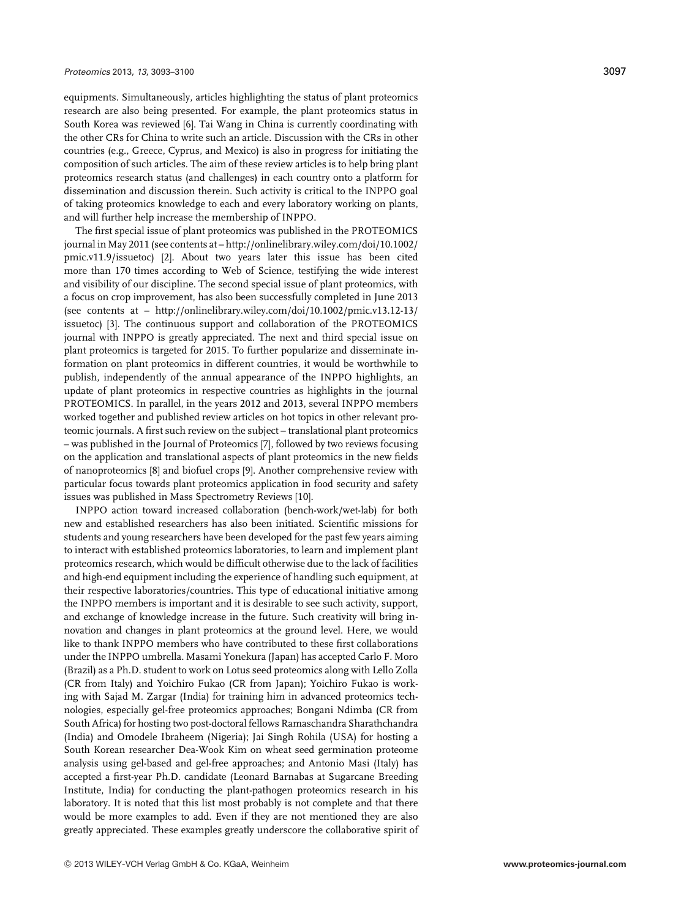equipments. Simultaneously, articles highlighting the status of plant proteomics research are also being presented. For example, the plant proteomics status in South Korea was reviewed [6]. Tai Wang in China is currently coordinating with the other CRs for China to write such an article. Discussion with the CRs in other countries (e.g., Greece, Cyprus, and Mexico) is also in progress for initiating the composition of such articles. The aim of these review articles is to help bring plant proteomics research status (and challenges) in each country onto a platform for dissemination and discussion therein. Such activity is critical to the INPPO goal of taking proteomics knowledge to each and every laboratory working on plants, and will further help increase the membership of INPPO.

The first special issue of plant proteomics was published in the PROTEOMICS journal in May 2011 (see contents at – http://onlinelibrary.wiley.com/doi/10.1002/pmic.v11.9/issuetoc) [2]. About two years later this issue has been cited more than 170 times according to Web of Science, testifying the wide interest and visibility of our discipline. The second special issue of plant proteomics, with a focus on crop improvement, has also been successfully completed in June 2013 (see contents at – http://onlinelibrary.wiley.com/doi/10.1002/pmic.v13.12-13/issuetoc) [3]. The continuous support and collaboration of the PROTEOMICS journal with INPPO is greatly appreciated. The next and third special issue on plant proteomics is targeted for 2015. To further popularize and disseminate information on plant proteomics in different countries, it would be worthwhile to publish, independently of the annual appearance of the INPPO highlights, an update of plant proteomics in respective countries as highlights in the journal PROTEOMICS. In parallel, in the years 2012 and 2013, several INPPO members worked together and published review articles on hot topics in other relevant proteomic journals. A first such review on the subject – translational plant proteomics – was published in the Journal of Proteomics [7], followed by two reviews focusing on the application and translational aspects of plant proteomics in the new fields of nanoproteomics [8] and biofuel crops [9]. Another comprehensive review with particular focus towards plant proteomics application in food security and safety issues was published in Mass Spectrometry Reviews [10].

INPPO action toward increased collaboration (bench-work/wet-lab) for both new and established researchers has also been initiated. Scientific missions for students and young researchers have been developed for the past few years aiming to interact with established proteomics laboratories, to learn and implement plant proteomics research, which would be difficult otherwise due to the lack of facilities and high-end equipment including the experience of handling such equipment, at their respective laboratories/countries. This type of educational initiative among the INPPO members is important and it is desirable to see such activity, support, and exchange of knowledge increase in the future. Such creativity will bring innovation and changes in plant proteomics at the ground level. Here, we would like to thank INPPO members who have contributed to these first collaborations under the INPPO umbrella. Masami Yonekura (Japan) has accepted Carlo F. Moro (Brazil) as a Ph.D. student to work on Lotus seed proteomics along with Lello Zolla (CR from Italy) and Yoichiro Fukao (CR from Japan); Yoichiro Fukao is working with Sajad M. Zargar (India) for training him in advanced proteomics technologies, especially gel-free proteomics approaches; Bongani Ndimba (CR from South Africa) for hosting two post-doctoral fellows Ramaschandra Sharathchandra (India) and Omodele Ibraheem (Nigeria); Jai Singh Rohila (USA) for hosting a South Korean researcher Dea-Wook Kim on wheat seed germination proteome analysis using gel-based and gel-free approaches; and Antonio Masi (Italy) has accepted a first-year Ph.D. candidate (Leonard Barnabas at Sugarcane Breeding Institute, India) for conducting the plant-pathogen proteomics research in his laboratory. It is noted that this list most probably is not complete and that there would be more examples to add. Even if they are not mentioned they are also greatly appreciated. These examples greatly underscore the collaborative spirit of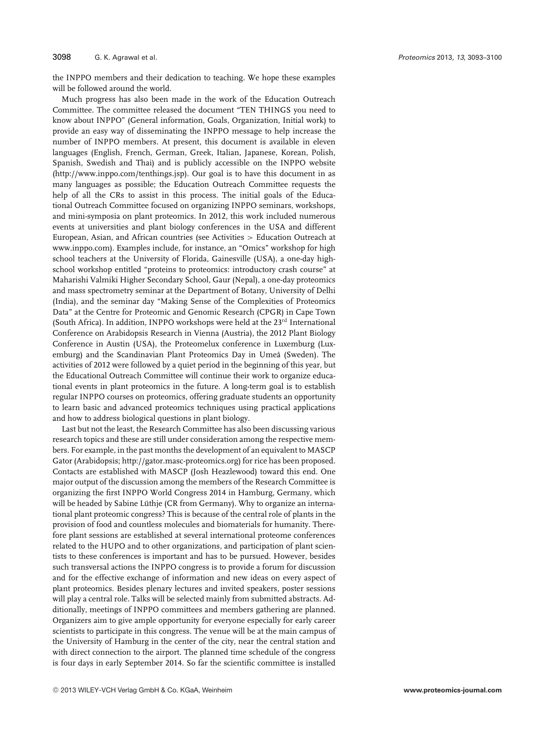the INPPO members and their dedication to teaching. We hope these examples will be followed around the world.

Much progress has also been made in the work of the Education Outreach Committee. The committee released the document "TEN THINGS you need to know about INPPO" (General information, Goals, Organization, Initial work) to provide an easy way of disseminating the INPPO message to help increase the number of INPPO members. At present, this document is available in eleven languages (English, French, German, Greek, Italian, Japanese, Korean, Polish, Spanish, Swedish and Thai) and is publicly accessible on the INPPO website (http://www.inppo.com/tenthings.jsp). Our goal is to have this document in as many languages as possible; the Education Outreach Committee requests the help of all the CRs to assist in this process. The initial goals of the Educational Outreach Committee focused on organizing INPPO seminars, workshops, and mini-symposia on plant proteomics. In 2012, this work included numerous events at universities and plant biology conferences in the USA and different European, Asian, and African countries (see Activities > Education Outreach at www.inppo.com). Examples include, for instance, an "Omics" workshop for high school teachers at the University of Florida, Gainesville (USA), a one-day high-school workshop entitled "proteins to proteomics: introductory crash course" at Maharishi Valmiki Higher Secondary School, Gaur (Nepal), a one-day proteomics and mass spectrometry seminar at the Department of Botany, University of Delhi (India), and the seminar day "Making Sense of the Complexities of Proteomics Data" at the Centre for Proteomic and Genomic Research (CPGR) in Cape Town (South Africa). In addition, INPPO workshops were held at the 23rd International Conference on Arabidopsis Research in Vienna (Austria), the 2012 Plant Biology Conference in Austin (USA), the Proteomelux conference in Luxemburg (Luxemburg) and the Scandinavian Plant Proteomics Day in Umeå (Sweden). The activities of 2012 were followed by a quiet period in the beginning of this year, but the Educational Outreach Committee will continue their work to organize educational events in plant proteomics in the future. A long-term goal is to establish regular INPPO courses on proteomics, offering graduate students an opportunity to learn basic and advanced proteomics techniques using practical applications and how to address biological questions in plant biology.

Last but not the least, the Research Committee has also been discussing various research topics and these are still under consideration among the respective members. For example, in the past months the development of an equivalent to MASCP Gator (Arabidopsis; http://gator.masc-proteomics.org) for rice has been proposed. Contacts are established with MASCP (Josh Heazlewood) toward this end. One major output of the discussion among the members of the Research Committee is organizing the first INPPO World Congress 2014 in Hamburg, Germany, which will be headed by Sabine Lüthje (CR from Germany). Why to organize an international plant proteomic congress? This is because of the central role of plants in the provision of food and countless molecules and biomaterials for humanity. Therefore plant sessions are established at several international proteome conferences related to the HUPO and to other organizations, and participation of plant scientists to these conferences is important and has to be pursued. However, besides such transversal actions the INPPO congress is to provide a forum for discussion and for the effective exchange of information and new ideas on every aspect of plant proteomics. Besides plenary lectures and invited speakers, poster sessions will play a central role. Talks will be selected mainly from submitted abstracts. Additionally, meetings of INPPO committees and members gathering are planned. Organizers aim to give ample opportunity for everyone especially for early career scientists to participate in this congress. The venue will be at the main campus of the University of Hamburg in the center of the city, near the central station and with direct connection to the airport. The planned time schedule of the congress is four days in early September 2014. So far the scientific committee is installed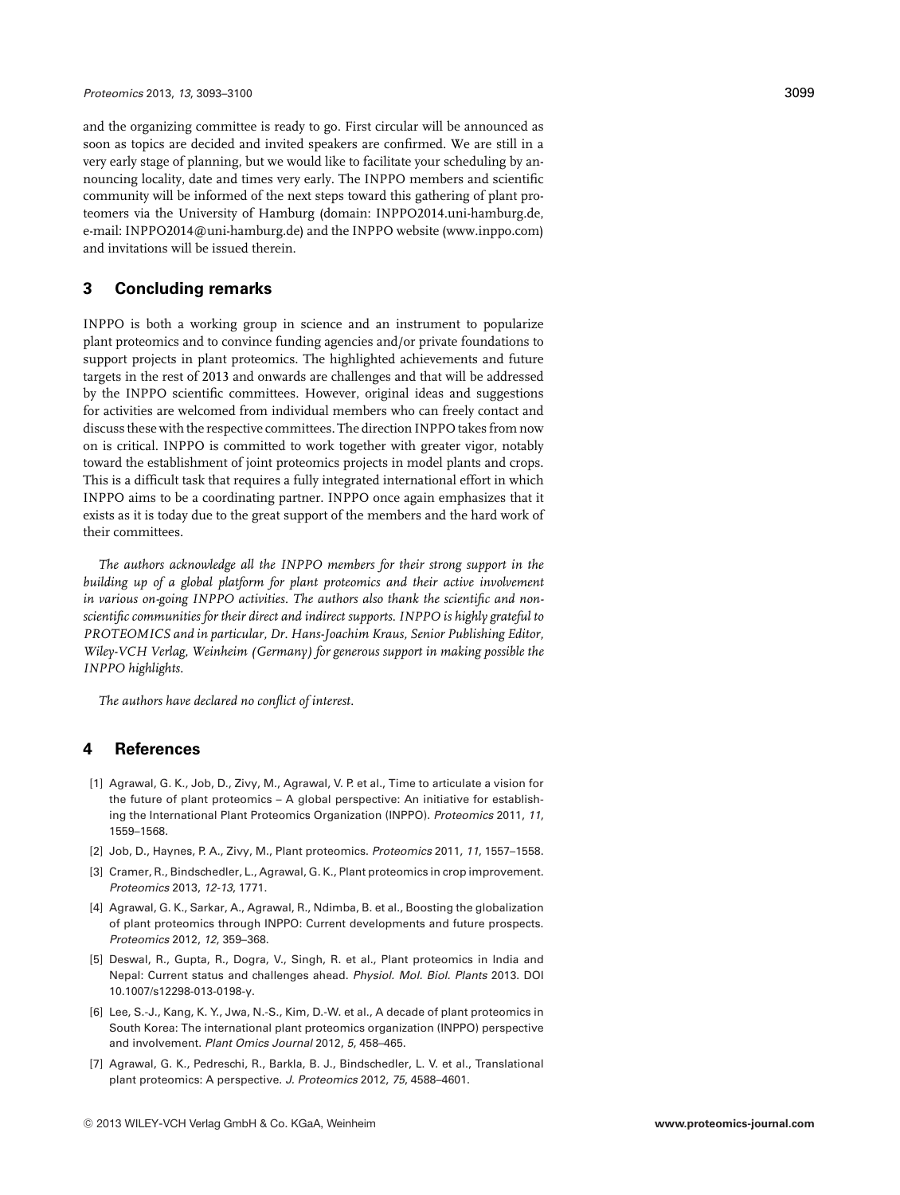and the organizing committee is ready to go. First circular will be announced as soon as topics are decided and invited speakers are confirmed. We are still in a very early stage of planning, but we would like to facilitate your scheduling by announcing locality, date and times very early. The INPPO members and scientific community will be informed of the next steps toward this gathering of plant proteomers via the University of Hamburg (domain: INPPO2014.uni-hamburg.de, e-mail: INPPO2014@uni-hamburg.de) and the INPPO website (www.inppo.com) and invitations will be issued therein.

## 3 Concluding remarks

INPPO is both a working group in science and an instrument to popularize plant proteomics and to convince funding agencies and/or private foundations to support projects in plant proteomics. The highlighted achievements and future targets in the rest of 2013 and onwards are challenges and that will be addressed by the INPPO scientific committees. However, original ideas and suggestions for activities are welcomed from individual members who can freely contact and discuss these with the respective committees. The direction INPPO takes from now on is critical. INPPO is committed to work together with greater vigor, notably toward the establishment of joint proteomics projects in model plants and crops. This is a difficult task that requires a fully integrated international effort in which INPPO aims to be a coordinating partner. INPPO once again emphasizes that it exists as it is today due to the great support of the members and the hard work of their committees.

*The authors acknowledge all the INPPO members for their strong support in the building up of a global platform for plant proteomics and their active involvement in various on-going INPPO activities. The authors also thank the scientific and non-scientific communities for their direct and indirect supports. INPPO is highly grateful to PROTEOMICS and in particular, Dr. Hans-Joachim Kraus, Senior Publishing Editor, Wiley-VCH Verlag, Weinheim (Germany) for generous support in making possible the INPPO highlights.*

*The authors have declared no conflict of interest.*

## 4 References

[1] Agrawal, G. K., Job, D., Zivy, M., Agrawal, V. P. et al., Time to articulate a vision for the future of plant proteomics – A global perspective: An initiative for establishing the International Plant Proteomics Organization (INPPO). *Proteomics* 2011, *11*, 1559–1568.

[2] Job, D., Haynes, P. A., Zivy, M., Plant proteomics. *Proteomics* 2011, *11*, 1557–1558.

[3] Cramer, R., Bindschedler, L., Agrawal, G. K., Plant proteomics in crop improvement. *Proteomics* 2013, *12-13*, 1771.

[4] Agrawal, G. K., Sarkar, A., Agrawal, R., Ndimba, B. et al., Boosting the globalization of plant proteomics through INPPO: Current developments and future prospects. *Proteomics* 2012, *12*, 359–368.

[5] Deswal, R., Gupta, R., Dogra, V., Singh, R. et al., Plant proteomics in India and Nepal: Current status and challenges ahead. *Physiol. Mol. Biol. Plants* 2013. DOI 10.1007/s12298-013-0198-y.

[6] Lee, S.-J., Kang, K. Y., Jwa, N.-S., Kim, D.-W. et al., A decade of plant proteomics in South Korea: The international plant proteomics organization (INPPO) perspective and involvement. *Plant Omics Journal* 2012, *5*, 458–465.

[7] Agrawal, G. K., Pedreschi, R., Barkla, B. J., Bindschedler, L. V. et al., Translational plant proteomics: A perspective. *J. Proteomics* 2012, *75*, 4588–4601.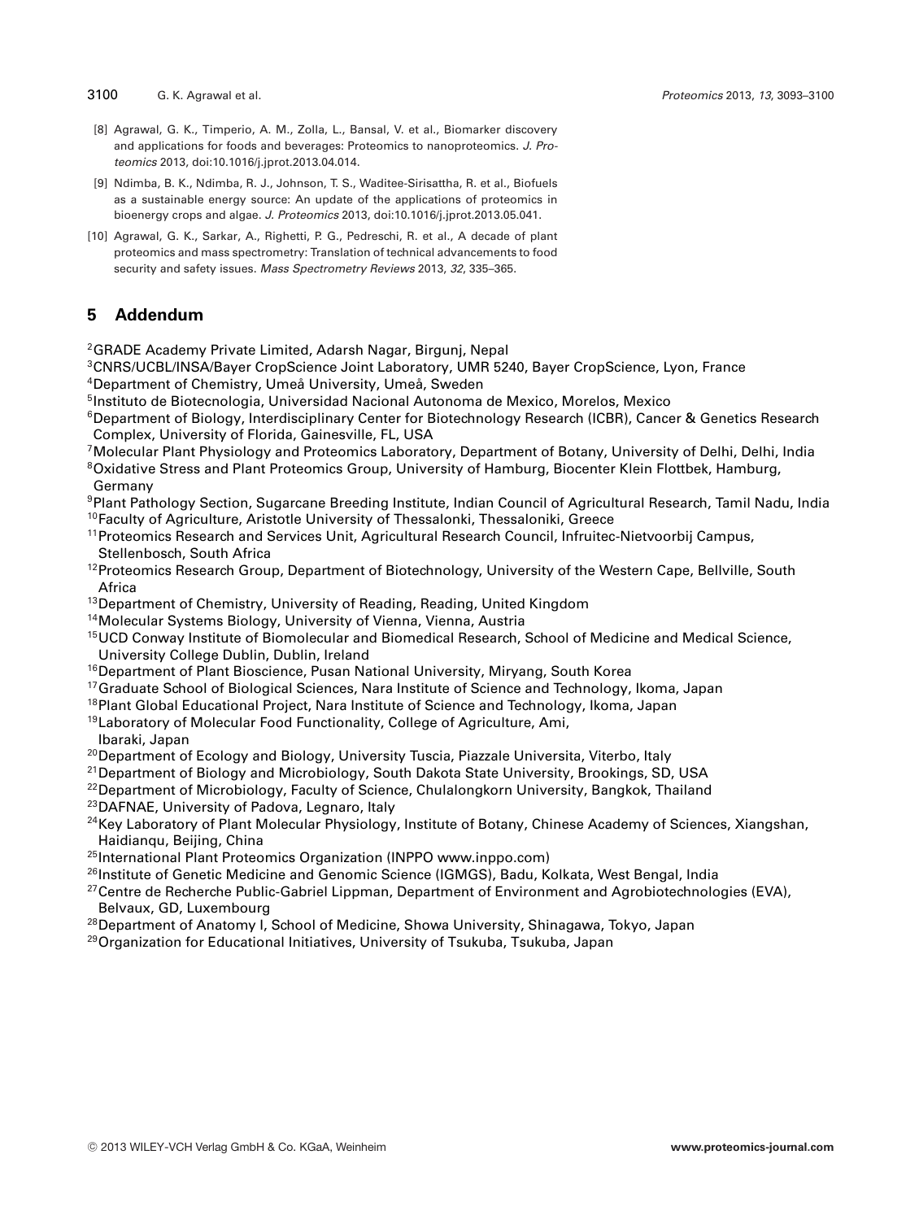[8] Agrawal, G. K., Timperio, A. M., Zolla, L., Bansal, V. et al., Biomarker discovery and applications for foods and beverages: Proteomics to nanoproteomics. *J. Proteomics* 2013, doi:10.1016/j.jprot.2013.04.014.

[9] Ndimba, B. K., Ndimba, R. J., Johnson, T. S., Waditee-Sirisattha, R. et al., Biofuels as a sustainable energy source: An update of the applications of proteomics in bioenergy crops and algae. *J. Proteomics* 2013, doi:10.1016/j.jprot.2013.05.041.

[10] Agrawal, G. K., Sarkar, A., Righetti, P. G., Pedreschi, R. et al., A decade of plant proteomics and mass spectrometry: Translation of technical advancements to food security and safety issues. *Mass Spectrometry Reviews* 2013, *32*, 335–365.

## 5 Addendum

[2]GRADE Academy Private Limited, Adarsh Nagar, Birgunj, Nepal
[3]CNRS/UCBL/INSA/Bayer CropScience Joint Laboratory, UMR 5240, Bayer CropScience, Lyon, France
[4]Department of Chemistry, Umeå University, Umeå, Sweden
[5]Instituto de Biotecnologia, Universidad Nacional Autonoma de Mexico, Morelos, Mexico
[6]Department of Biology, Interdisciplinary Center for Biotechnology Research (ICBR), Cancer & Genetics Research Complex, University of Florida, Gainesville, FL, USA
[7]Molecular Plant Physiology and Proteomics Laboratory, Department of Botany, University of Delhi, Delhi, India
[8]Oxidative Stress and Plant Proteomics Group, University of Hamburg, Biocenter Klein Flottbek, Hamburg, Germany
[9]Plant Pathology Section, Sugarcane Breeding Institute, Indian Council of Agricultural Research, Tamil Nadu, India
[10]Faculty of Agriculture, Aristotle University of Thessalonki, Thessaloniki, Greece
[11]Proteomics Research and Services Unit, Agricultural Research Council, Infruitec-Nietvoorbij Campus, Stellenbosch, South Africa
[12]Proteomics Research Group, Department of Biotechnology, University of the Western Cape, Bellville, South Africa
[13]Department of Chemistry, University of Reading, Reading, United Kingdom
[14]Molecular Systems Biology, University of Vienna, Vienna, Austria
[15]UCD Conway Institute of Biomolecular and Biomedical Research, School of Medicine and Medical Science, University College Dublin, Dublin, Ireland
[16]Department of Plant Bioscience, Pusan National University, Miryang, South Korea
[17]Graduate School of Biological Sciences, Nara Institute of Science and Technology, Ikoma, Japan
[18]Plant Global Educational Project, Nara Institute of Science and Technology, Ikoma, Japan
[19]Laboratory of Molecular Food Functionality, College of Agriculture, Ami, Ibaraki, Japan
[20]Department of Ecology and Biology, University Tuscia, Piazzale Universita, Viterbo, Italy
[21]Department of Biology and Microbiology, South Dakota State University, Brookings, SD, USA
[22]Department of Microbiology, Faculty of Science, Chulalongkorn University, Bangkok, Thailand
[23]DAFNAE, University of Padova, Legnaro, Italy
[24]Key Laboratory of Plant Molecular Physiology, Institute of Botany, Chinese Academy of Sciences, Xiangshan, Haidianqu, Beijing, China
[25]International Plant Proteomics Organization (INPPO www.inppo.com)
[26]Institute of Genetic Medicine and Genomic Science (IGMGS), Badu, Kolkata, West Bengal, India
[27]Centre de Recherche Public-Gabriel Lippman, Department of Environment and Agrobiotechnologies (EVA), Belvaux, GD, Luxembourg
[28]Department of Anatomy I, School of Medicine, Showa University, Shinagawa, Tokyo, Japan
[29]Organization for Educational Initiatives, University of Tsukuba, Tsukuba, Japan